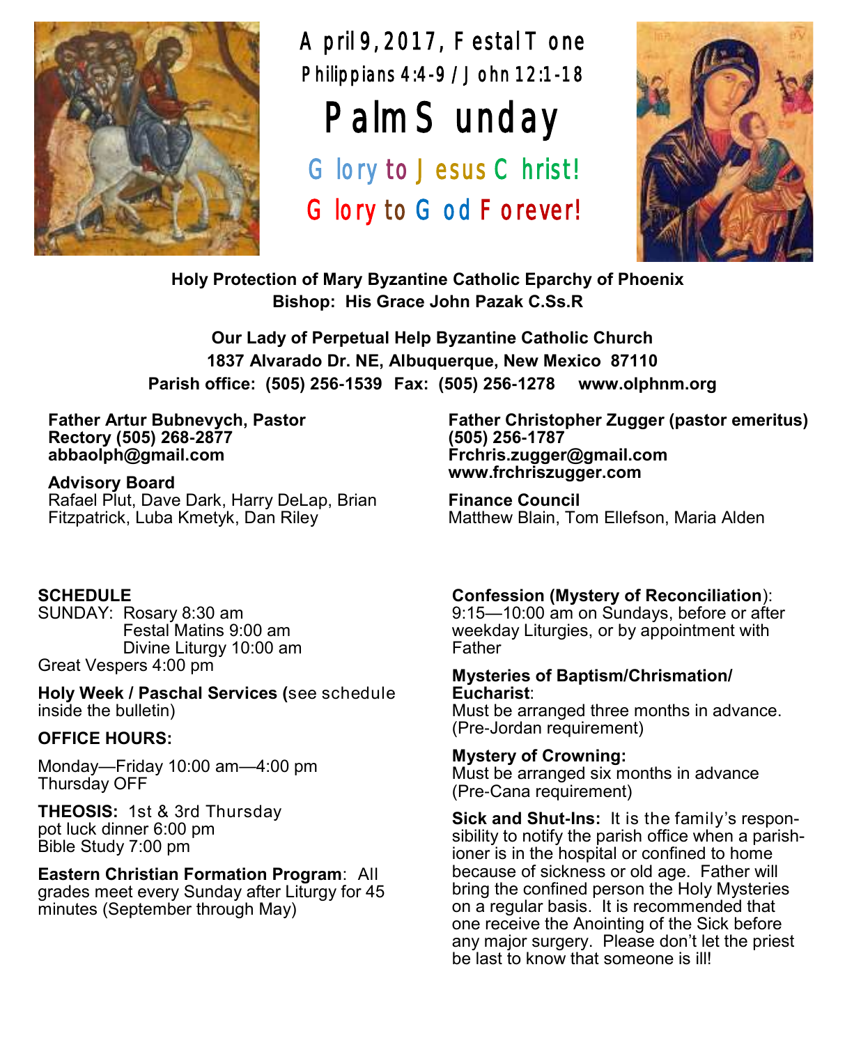April 9, 2017, Festal Tone

Philippians 4:4-9 / John 12:1-18

# Palm Sunday

Glory to Jesus Christ!

Glory to God Forever!

**Holy Protection of Mary Byzantine Catholic Eparchy of Phoenix**
**Bishop: His Grace John Pazak C.Ss.R**

**Our Lady of Perpetual Help Byzantine Catholic Church**
**1837 Alvarado Dr. NE, Albuquerque, New Mexico 87110**
**Parish office: (505) 256-1539 Fax: (505) 256-1278 www.olphnm.org**

**Father Artur Bubnevych, Pastor**
**Rectory (505) 268-2877**
**abbaolph@gmail.com**

**Advisory Board**
Rafael Plut, Dave Dark, Harry DeLap, Brian Fitzpatrick, Luba Kmetyk, Dan Riley

**Father Christopher Zugger (pastor emeritus)**
**(505) 256-1787**
**Frchris.zugger@gmail.com**
**www.frchriszugger.com**

**Finance Council**
Matthew Blain, Tom Ellefson, Maria Alden

**SCHEDULE**

SUNDAY: Rosary 8:30 am
Festal Matins 9:00 am
Divine Liturgy 10:00 am
Great Vespers 4:00 pm

**Holy Week / Paschal Services (**see schedule inside the bulletin)

**OFFICE HOURS:**

Monday—Friday 10:00 am—4:00 pm
Thursday OFF

**THEOSIS:** 1st & 3rd Thursday
pot luck dinner 6:00 pm
Bible Study 7:00 pm

**Eastern Christian Formation Program**: All grades meet every Sunday after Liturgy for 45 minutes (September through May)

**Confession (Mystery of Reconciliation**):
9:15—10:00 am on Sundays, before or after weekday Liturgies, or by appointment with Father

**Mysteries of Baptism/Chrismation/ Eucharist**:
Must be arranged three months in advance. (Pre-Jordan requirement)

**Mystery of Crowning:**
Must be arranged six months in advance (Pre-Cana requirement)

**Sick and Shut-Ins:** It is the family's responsibility to notify the parish office when a parishioner is in the hospital or confined to home because of sickness or old age. Father will bring the confined person the Holy Mysteries on a regular basis. It is recommended that one receive the Anointing of the Sick before any major surgery. Please don't let the priest be last to know that someone is ill!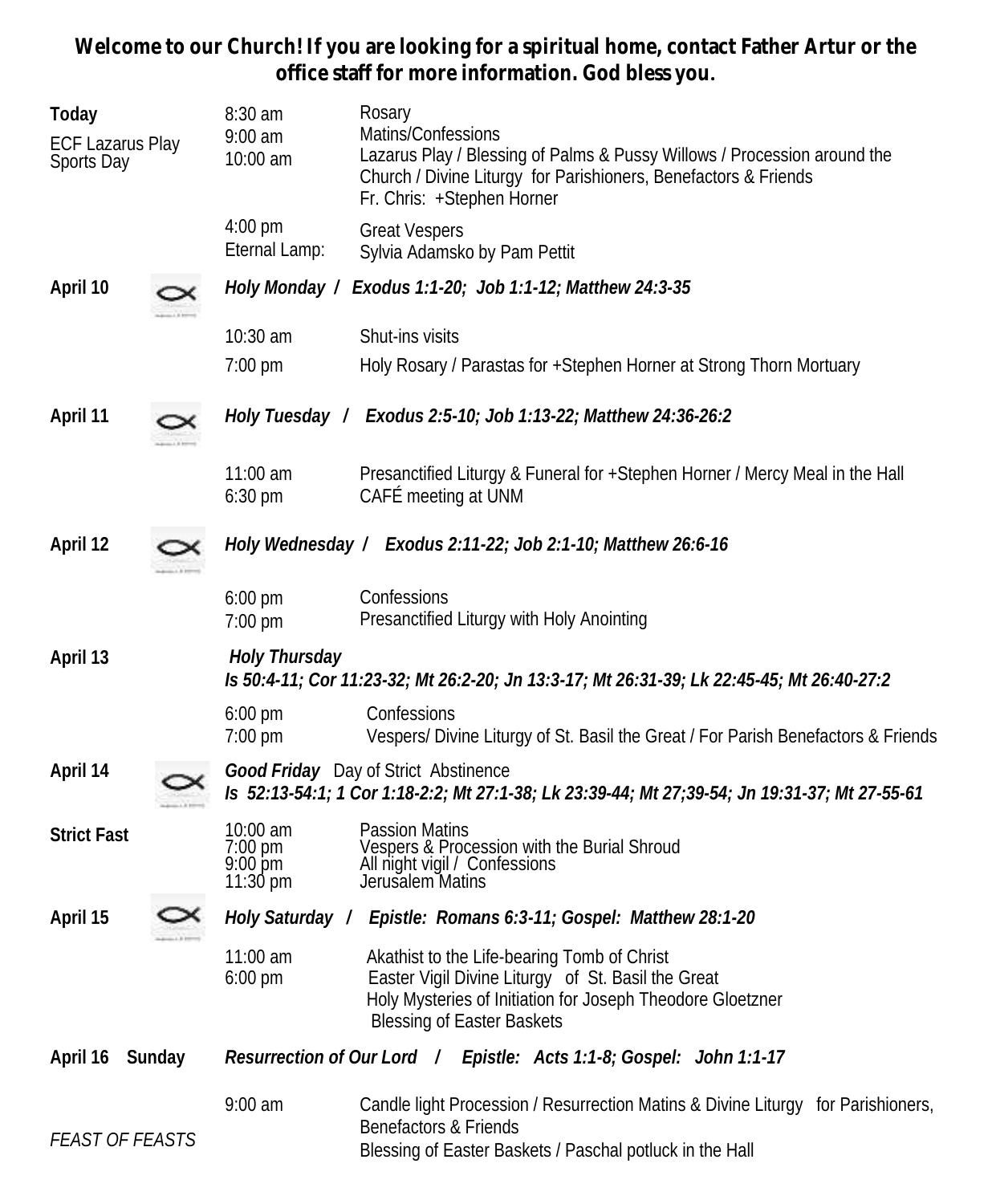**Welcome to our Church! If you are looking for a spiritual home, contact Father Artur or the office staff for more information. God bless you.**

| | | |
|---|---|---|
| **Today** | 8:30 am | Rosary |
| ECF Lazarus Play Sports Day | 9:00 am | Matins/Confessions |
| | 10:00 am | Lazarus Play / Blessing of Palms & Pussy Willows / Procession around the Church / Divine Liturgy for Parishioners, Benefactors & Friends Fr. Chris: +Stephen Horner |
| | 4:00 pm | Great Vespers |
| | Eternal Lamp: | Sylvia Adamsko by Pam Pettit |
| **April 10** | *Holy Monday / Exodus 1:1-20; Job 1:1-12; Matthew 24:3-35* | |
| | 10:30 am | Shut-ins visits |
| | 7:00 pm | Holy Rosary / Parastas for +Stephen Horner at Strong Thorn Mortuary |
| **April 11** | *Holy Tuesday / Exodus 2:5-10; Job 1:13-22; Matthew 24:36-26:2* | |
| | 11:00 am | Presanctified Liturgy & Funeral for +Stephen Horner / Mercy Meal in the Hall |
| | 6:30 pm | CAFÉ meeting at UNM |
| **April 12** | *Holy Wednesday / Exodus 2:11-22; Job 2:1-10; Matthew 26:6-16* | |
| | 6:00 pm | Confessions |
| | 7:00 pm | Presanctified Liturgy with Holy Anointing |
| **April 13** | *Holy Thursday* *Is 50:4-11; Cor 11:23-32; Mt 26:2-20; Jn 13:3-17; Mt 26:31-39; Lk 22:45-45; Mt 26:40-27:2* | |
| | 6:00 pm | Confessions |
| | 7:00 pm | Vespers/ Divine Liturgy of St. Basil the Great / For Parish Benefactors & Friends |
| **April 14** | ***Good Friday*** Day of Strict Abstinence *Is 52:13-54:1; 1 Cor 1:18-2:2; Mt 27:1-38; Lk 23:39-44; Mt 27;39-54; Jn 19:31-37; Mt 27-55-61* | |
| **Strict Fast** | 10:00 am | Passion Matins |
| | 7:00 pm | Vespers & Procession with the Burial Shroud |
| | 9:00 pm | All night vigil / Confessions |
| | 11:30 pm | Jerusalem Matins |
| **April 15** | *Holy Saturday / Epistle: Romans 6:3-11; Gospel: Matthew 28:1-20* | |
| | 11:00 am | Akathist to the Life-bearing Tomb of Christ |
| | 6:00 pm | Easter Vigil Divine Liturgy of St. Basil the Great Holy Mysteries of Initiation for Joseph Theodore Gloetzner Blessing of Easter Baskets |
| **April 16 Sunday** | *Resurrection of Our Lord / Epistle: Acts 1:1-8; Gospel: John 1:1-17* | |
| *FEAST OF FEASTS* | 9:00 am | Candle light Procession / Resurrection Matins & Divine Liturgy for Parishioners, Benefactors & Friends Blessing of Easter Baskets / Paschal potluck in the Hall |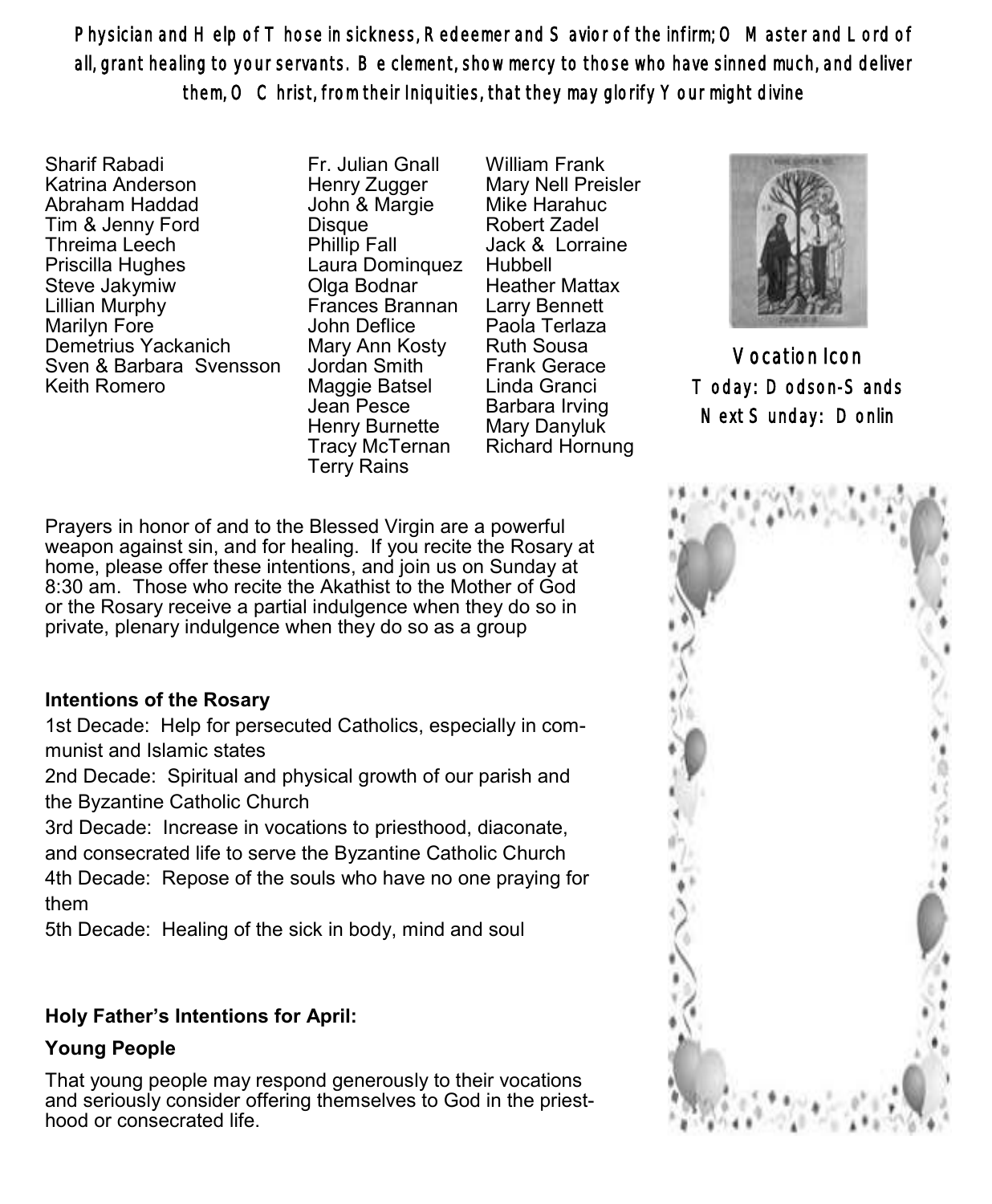**Physician and Help of Those in sickness, Redeemer and Savior of the infirm; O Master and Lord of all, grant healing to your servants. Be clement, show mercy to those who have sinned much, and deliver them, O Christ, from their Iniquities, that they may glorify Your might divine**

Sharif Rabadi
Katrina Anderson
Abraham Haddad
Tim & Jenny Ford
Threima Leech
Priscilla Hughes
Steve Jakymiw
Lillian Murphy
Marilyn Fore
Demetrius Yackanich
Sven & Barbara Svensson
Keith Romero

Fr. Julian Gnall
Henry Zugger
John & Margie Disque
Phillip Fall
Laura Dominquez
Olga Bodnar
Frances Brannan
John Deflice
Mary Ann Kosty
Jordan Smith
Maggie Batsel
Jean Pesce
Henry Burnette
Tracy McTernan
Terry Rains

William Frank
Mary Nell Preisler
Mike Harahuc
Robert Zadel
Jack & Lorraine Hubbell
Heather Mattax
Larry Bennett
Paola Terlaza
Ruth Sousa
Frank Gerace
Linda Granci
Barbara Irving
Mary Danyluk
Richard Hornung

**Vocation Icon**
Today: Dodson-Sands
Next Sunday: Donlin

Prayers in honor of and to the Blessed Virgin are a powerful weapon against sin, and for healing. If you recite the Rosary at home, please offer these intentions, and join us on Sunday at 8:30 am. Those who recite the Akathist to the Mother of God or the Rosary receive a partial indulgence when they do so in private, plenary indulgence when they do so as a group

**Intentions of the Rosary**

1st Decade: Help for persecuted Catholics, especially in communist and Islamic states

2nd Decade: Spiritual and physical growth of our parish and the Byzantine Catholic Church

3rd Decade: Increase in vocations to priesthood, diaconate, and consecrated life to serve the Byzantine Catholic Church

4th Decade: Repose of the souls who have no one praying for them

5th Decade: Healing of the sick in body, mind and soul

**Holy Father's Intentions for April:**

**Young People**

That young people may respond generously to their vocations and seriously consider offering themselves to God in the priesthood or consecrated life.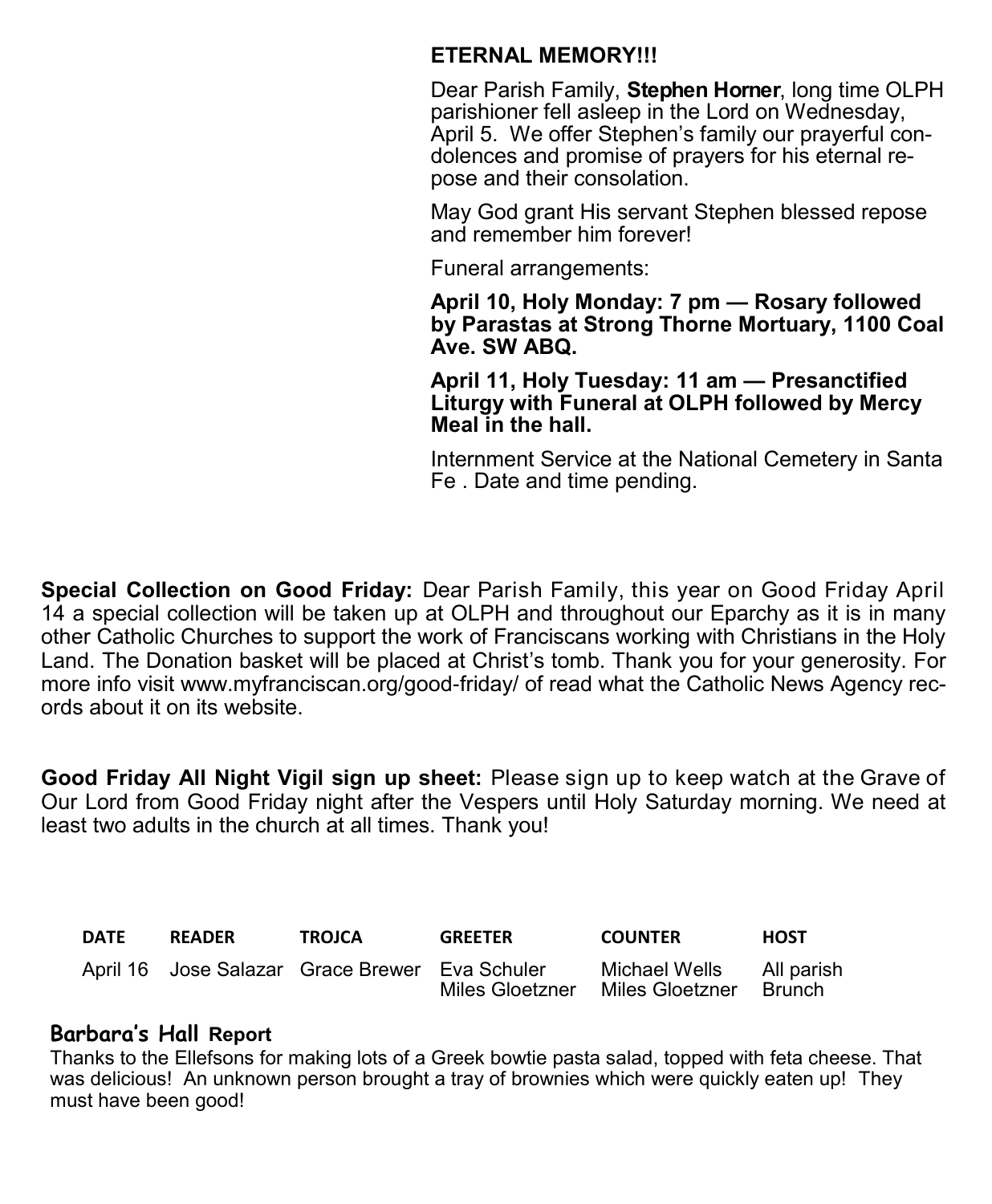## ETERNAL MEMORY!!!

Dear Parish Family, **Stephen Horner**, long time OLPH parishioner fell asleep in the Lord on Wednesday, April 5. We offer Stephen's family our prayerful condolences and promise of prayers for his eternal repose and their consolation.

May God grant His servant Stephen blessed repose and remember him forever!

Funeral arrangements:

**April 10, Holy Monday: 7 pm — Rosary followed by Parastas at Strong Thorne Mortuary, 1100 Coal Ave. SW ABQ.**

**April 11, Holy Tuesday: 11 am — Presanctified Liturgy with Funeral at OLPH followed by Mercy Meal in the hall.**

Internment Service at the National Cemetery in Santa Fe . Date and time pending.

**Special Collection on Good Friday:** Dear Parish Family, this year on Good Friday April 14 a special collection will be taken up at OLPH and throughout our Eparchy as it is in many other Catholic Churches to support the work of Franciscans working with Christians in the Holy Land. The Donation basket will be placed at Christ's tomb. Thank you for your generosity. For more info visit www.myfranciscan.org/good-friday/ of read what the Catholic News Agency records about it on its website.

**Good Friday All Night Vigil sign up sheet:** Please sign up to keep watch at the Grave of Our Lord from Good Friday night after the Vespers until Holy Saturday morning. We need at least two adults in the church at all times. Thank you!

| DATE | READER | TROJCA | GREETER | COUNTER | HOST |
|---|---|---|---|---|---|
| April 16 | Jose Salazar | Grace Brewer | Eva Schuler<br>Miles Gloetzner | Michael Wells<br>Miles Gloetzner | All parish<br>Brunch |

## Barbara's Hall Report

Thanks to the Ellefsons for making lots of a Greek bowtie pasta salad, topped with feta cheese. That was delicious! An unknown person brought a tray of brownies which were quickly eaten up! They must have been good!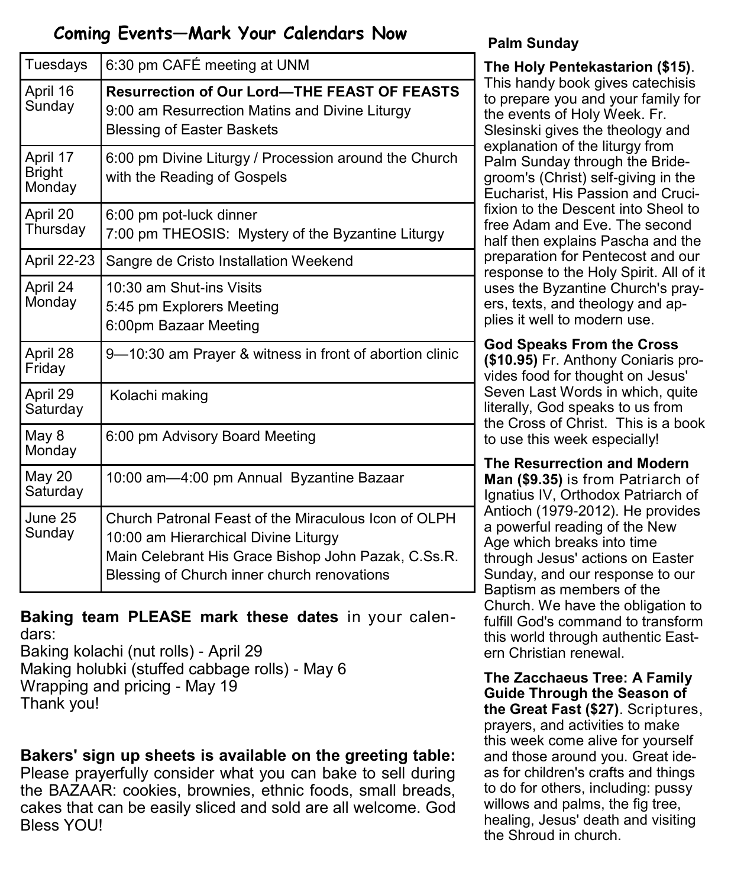## Coming Events—Mark Your Calendars Now

| | |
|---|---|
| Tuesdays | 6:30 pm CAFÉ meeting at UNM |
| April 16 Sunday | **Resurrection of Our Lord—THE FEAST OF FEASTS** 9:00 am Resurrection Matins and Divine Liturgy Blessing of Easter Baskets |
| April 17 Bright Monday | 6:00 pm Divine Liturgy / Procession around the Church with the Reading of Gospels |
| April 20 Thursday | 6:00 pm pot-luck dinner 7:00 pm THEOSIS: Mystery of the Byzantine Liturgy |
| April 22-23 | Sangre de Cristo Installation Weekend |
| April 24 Monday | 10:30 am Shut-ins Visits 5:45 pm Explorers Meeting 6:00pm Bazaar Meeting |
| April 28 Friday | 9—10:30 am Prayer & witness in front of abortion clinic |
| April 29 Saturday | Kolachi making |
| May 8 Monday | 6:00 pm Advisory Board Meeting |
| May 20 Saturday | 10:00 am—4:00 pm Annual Byzantine Bazaar |
| June 25 Sunday | Church Patronal Feast of the Miraculous Icon of OLPH 10:00 am Hierarchical Divine Liturgy Main Celebrant His Grace Bishop John Pazak, C.Ss.R. Blessing of Church inner church renovations |

**Baking team PLEASE mark these dates** in your calendars:
Baking kolachi (nut rolls) - April 29
Making holubki (stuffed cabbage rolls) - May 6
Wrapping and pricing - May 19
Thank you!

**Bakers' sign up sheets is available on the greeting table:** Please prayerfully consider what you can bake to sell during the BAZAAR: cookies, brownies, ethnic foods, small breads, cakes that can be easily sliced and sold are all welcome. God Bless YOU!

**Palm Sunday**

**The Holy Pentekastarion ($15)**. This handy book gives catechisis to prepare you and your family for the events of Holy Week. Fr. Slesinski gives the theology and explanation of the liturgy from Palm Sunday through the Bridegroom's (Christ) self-giving in the Eucharist, His Passion and Crucifixion to the Descent into Sheol to free Adam and Eve. The second half then explains Pascha and the preparation for Pentecost and our response to the Holy Spirit. All of it uses the Byzantine Church's prayers, texts, and theology and applies it well to modern use.

**God Speaks From the Cross ($10.95)** Fr. Anthony Coniaris provides food for thought on Jesus' Seven Last Words in which, quite literally, God speaks to us from the Cross of Christ. This is a book to use this week especially!

**The Resurrection and Modern Man ($9.35)** is from Patriarch of Ignatius IV, Orthodox Patriarch of Antioch (1979-2012). He provides a powerful reading of the New Age which breaks into time through Jesus' actions on Easter Sunday, and our response to our Baptism as members of the Church. We have the obligation to fulfill God's command to transform this world through authentic Eastern Christian renewal.

**The Zacchaeus Tree: A Family Guide Through the Season of the Great Fast ($27)**. Scriptures, prayers, and activities to make this week come alive for yourself and those around you. Great ideas for children's crafts and things to do for others, including: pussy willows and palms, the fig tree, healing, Jesus' death and visiting the Shroud in church.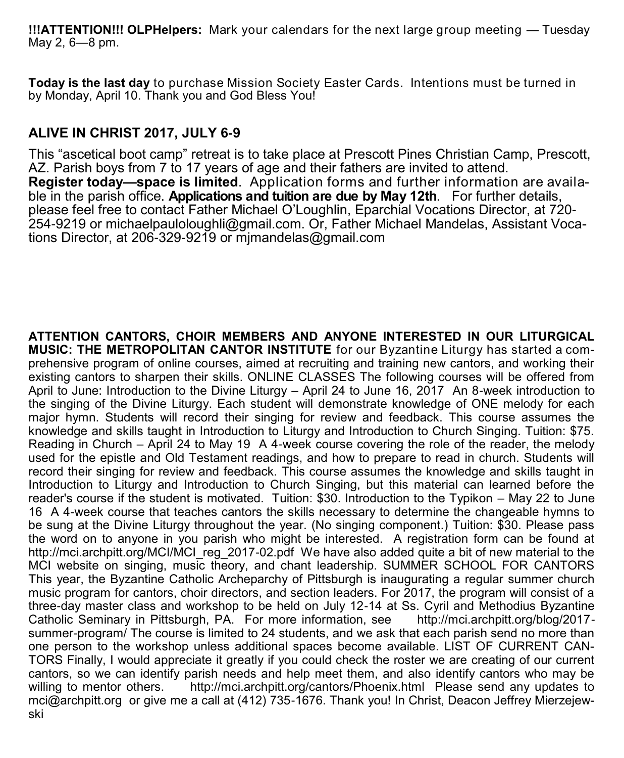**!!!ATTENTION!!! OLPHelpers:** Mark your calendars for the next large group meeting — Tuesday May 2, 6—8 pm.

**Today is the last day** to purchase Mission Society Easter Cards. Intentions must be turned in by Monday, April 10. Thank you and God Bless You!

## ALIVE IN CHRIST 2017, JULY 6-9

This "ascetical boot camp" retreat is to take place at Prescott Pines Christian Camp, Prescott, AZ. Parish boys from 7 to 17 years of age and their fathers are invited to attend.
**Register today—space is limited**. Application forms and further information are available in the parish office. **Applications and tuition are due by May 12th**. For further details, please feel free to contact Father Michael O'Loughlin, Eparchial Vocations Director, at 720-254-9219 or michaelpauloloughli@gmail.com. Or, Father Michael Mandelas, Assistant Vocations Director, at 206-329-9219 or mjmandelas@gmail.com

**ATTENTION CANTORS, CHOIR MEMBERS AND ANYONE INTERESTED IN OUR LITURGICAL MUSIC: THE METROPOLITAN CANTOR INSTITUTE** for our Byzantine Liturgy has started a comprehensive program of online courses, aimed at recruiting and training new cantors, and working their existing cantors to sharpen their skills. ONLINE CLASSES The following courses will be offered from April to June: Introduction to the Divine Liturgy – April 24 to June 16, 2017 An 8-week introduction to the singing of the Divine Liturgy. Each student will demonstrate knowledge of ONE melody for each major hymn. Students will record their singing for review and feedback. This course assumes the knowledge and skills taught in Introduction to Liturgy and Introduction to Church Singing. Tuition: $75. Reading in Church – April 24 to May 19 A 4-week course covering the role of the reader, the melody used for the epistle and Old Testament readings, and how to prepare to read in church. Students will record their singing for review and feedback. This course assumes the knowledge and skills taught in Introduction to Liturgy and Introduction to Church Singing, but this material can learned before the reader's course if the student is motivated. Tuition: $30. Introduction to the Typikon – May 22 to June 16 A 4-week course that teaches cantors the skills necessary to determine the changeable hymns to be sung at the Divine Liturgy throughout the year. (No singing component.) Tuition: $30. Please pass the word on to anyone in you parish who might be interested. A registration form can be found at http://mci.archpitt.org/MCI/MCI_reg_2017-02.pdf We have also added quite a bit of new material to the MCI website on singing, music theory, and chant leadership. SUMMER SCHOOL FOR CANTORS This year, the Byzantine Catholic Archeparchy of Pittsburgh is inaugurating a regular summer church music program for cantors, choir directors, and section leaders. For 2017, the program will consist of a three-day master class and workshop to be held on July 12-14 at Ss. Cyril and Methodius Byzantine Catholic Seminary in Pittsburgh, PA. For more information, see http://mci.archpitt.org/blog/2017-summer-program/ The course is limited to 24 students, and we ask that each parish send no more than one person to the workshop unless additional spaces become available. LIST OF CURRENT CANTORS Finally, I would appreciate it greatly if you could check the roster we are creating of our current cantors, so we can identify parish needs and help meet them, and also identify cantors who may be willing to mentor others. http://mci.archpitt.org/cantors/Phoenix.html Please send any updates to mci@archpitt.org or give me a call at (412) 735-1676. Thank you! In Christ, Deacon Jeffrey Mierzejewski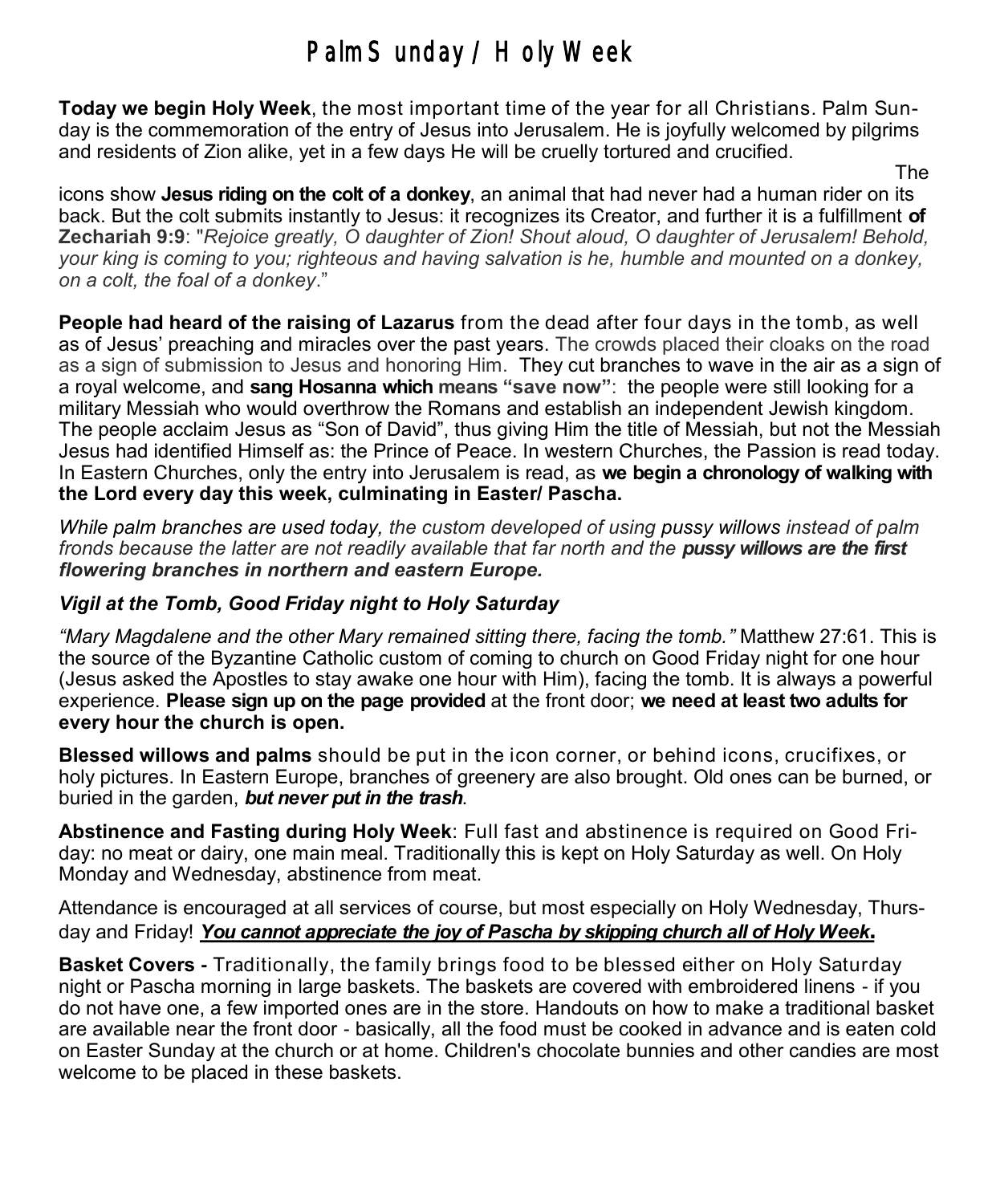# Palm Sunday / Holy Week

**Today we begin Holy Week**, the most important time of the year for all Christians. Palm Sunday is the commemoration of the entry of Jesus into Jerusalem. He is joyfully welcomed by pilgrims and residents of Zion alike, yet in a few days He will be cruelly tortured and crucified.

The icons show **Jesus riding on the colt of a donkey**, an animal that had never had a human rider on its back. But the colt submits instantly to Jesus: it recognizes its Creator, and further it is a fulfillment **of Zechariah 9:9**: "*Rejoice greatly, O daughter of Zion! Shout aloud, O daughter of Jerusalem! Behold, your king is coming to you; righteous and having salvation is he, humble and mounted on a donkey, on a colt, the foal of a donkey*."

**People had heard of the raising of Lazarus** from the dead after four days in the tomb, as well as of Jesus' preaching and miracles over the past years. The crowds placed their cloaks on the road as a sign of submission to Jesus and honoring Him. They cut branches to wave in the air as a sign of a royal welcome, and **sang Hosanna which means "save now"**: the people were still looking for a military Messiah who would overthrow the Romans and establish an independent Jewish kingdom. The people acclaim Jesus as "Son of David", thus giving Him the title of Messiah, but not the Messiah Jesus had identified Himself as: the Prince of Peace. In western Churches, the Passion is read today. In Eastern Churches, only the entry into Jerusalem is read, as **we begin a chronology of walking with the Lord every day this week, culminating in Easter/ Pascha.**

*While palm branches are used today, the custom developed of using pussy willows instead of palm fronds because the latter are not readily available that far north and the **pussy willows are the first flowering branches in northern and eastern Europe.***

### *Vigil at the Tomb, Good Friday night to Holy Saturday*

*"Mary Magdalene and the other Mary remained sitting there, facing the tomb."* Matthew 27:61. This is the source of the Byzantine Catholic custom of coming to church on Good Friday night for one hour (Jesus asked the Apostles to stay awake one hour with Him), facing the tomb. It is always a powerful experience. **Please sign up on the page provided** at the front door; **we need at least two adults for every hour the church is open.**

**Blessed willows and palms** should be put in the icon corner, or behind icons, crucifixes, or holy pictures. In Eastern Europe, branches of greenery are also brought. Old ones can be burned, or buried in the garden, ***but never put in the trash***.

**Abstinence and Fasting during Holy Week**: Full fast and abstinence is required on Good Friday: no meat or dairy, one main meal. Traditionally this is kept on Holy Saturday as well. On Holy Monday and Wednesday, abstinence from meat.

Attendance is encouraged at all services of course, but most especially on Holy Wednesday, Thursday and Friday! ***<u>You cannot appreciate the joy of Pascha by skipping church all of Holy Week</u>.***

**Basket Covers -** Traditionally, the family brings food to be blessed either on Holy Saturday night or Pascha morning in large baskets. The baskets are covered with embroidered linens - if you do not have one, a few imported ones are in the store. Handouts on how to make a traditional basket are available near the front door - basically, all the food must be cooked in advance and is eaten cold on Easter Sunday at the church or at home. Children's chocolate bunnies and other candies are most welcome to be placed in these baskets.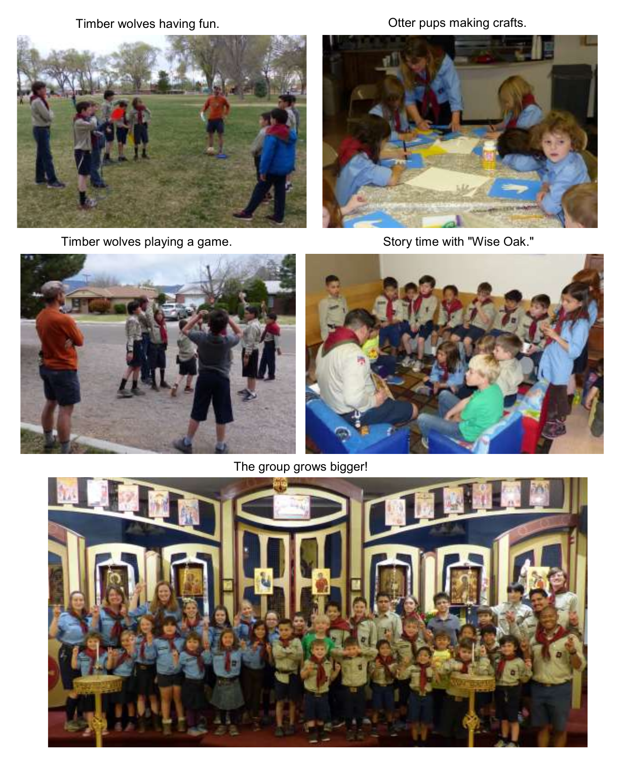Timber wolves having fun.

Otter pups making crafts.

Timber wolves playing a game.

Story time with "Wise Oak."

The group grows bigger!